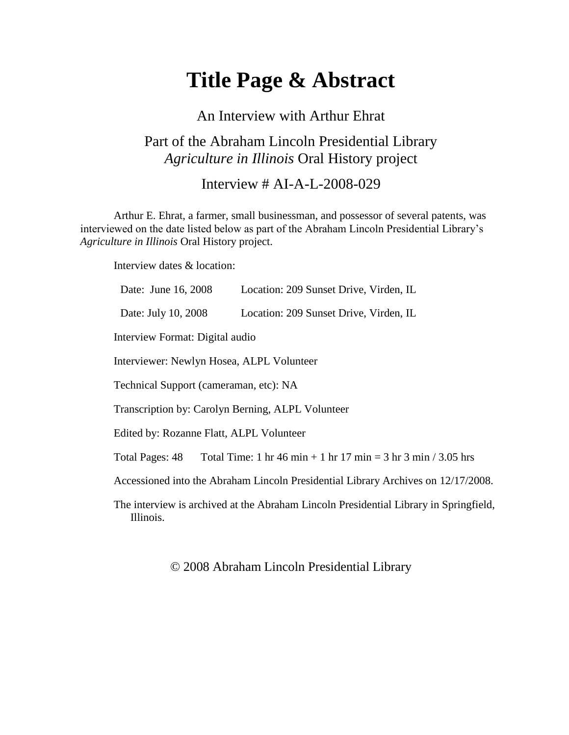# Title Page & Abstract

An Interview with Arthur Ehrat

Part of the Abraham Lincoln Presidential Library
*Agriculture in Illinois* Oral History project

Interview # AI-A-L-2008-029

Arthur E. Ehrat, a farmer, small businessman, and possessor of several patents, was interviewed on the date listed below as part of the Abraham Lincoln Presidential Library's *Agriculture in Illinois* Oral History project.

Interview dates & location:

Date: June 16, 2008 Location: 209 Sunset Drive, Virden, IL

Date: July 10, 2008 Location: 209 Sunset Drive, Virden, IL

Interview Format: Digital audio

Interviewer: Newlyn Hosea, ALPL Volunteer

Technical Support (cameraman, etc): NA

Transcription by: Carolyn Berning, ALPL Volunteer

Edited by: Rozanne Flatt, ALPL Volunteer

Total Pages: 48 Total Time: 1 hr 46 min + 1 hr 17 min = 3 hr 3 min / 3.05 hrs

Accessioned into the Abraham Lincoln Presidential Library Archives on 12/17/2008.

The interview is archived at the Abraham Lincoln Presidential Library in Springfield, Illinois.

© 2008 Abraham Lincoln Presidential Library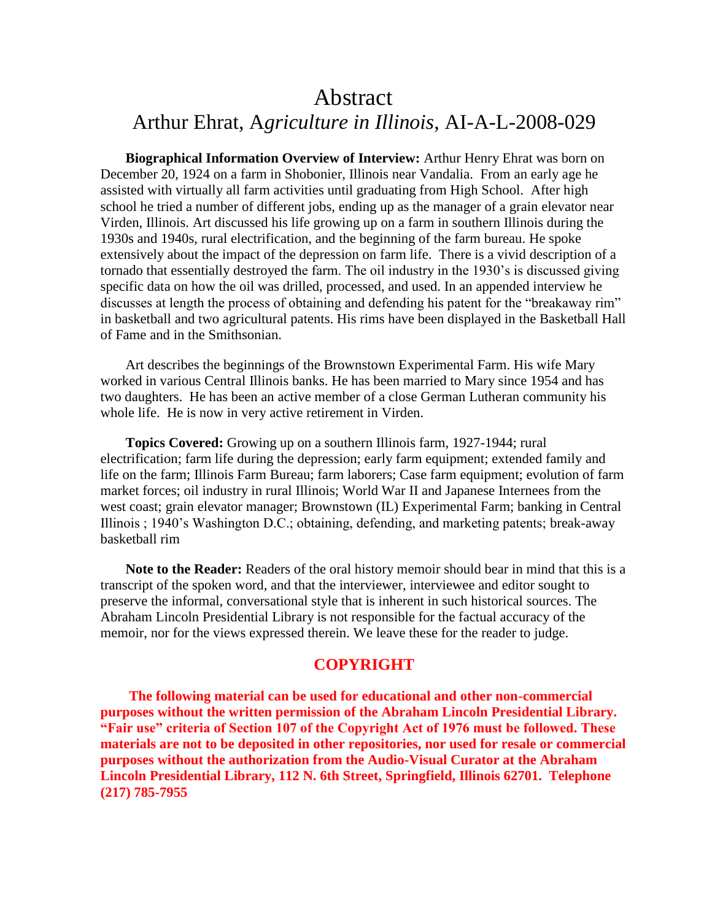# Abstract

## Arthur Ehrat, A*griculture in Illinois*, AI-A-L-2008-029

**Biographical Information Overview of Interview:** Arthur Henry Ehrat was born on December 20, 1924 on a farm in Shobonier, Illinois near Vandalia. From an early age he assisted with virtually all farm activities until graduating from High School. After high school he tried a number of different jobs, ending up as the manager of a grain elevator near Virden, Illinois. Art discussed his life growing up on a farm in southern Illinois during the 1930s and 1940s, rural electrification, and the beginning of the farm bureau. He spoke extensively about the impact of the depression on farm life. There is a vivid description of a tornado that essentially destroyed the farm. The oil industry in the 1930's is discussed giving specific data on how the oil was drilled, processed, and used. In an appended interview he discusses at length the process of obtaining and defending his patent for the "breakaway rim" in basketball and two agricultural patents. His rims have been displayed in the Basketball Hall of Fame and in the Smithsonian.

Art describes the beginnings of the Brownstown Experimental Farm. His wife Mary worked in various Central Illinois banks. He has been married to Mary since 1954 and has two daughters. He has been an active member of a close German Lutheran community his whole life. He is now in very active retirement in Virden.

**Topics Covered:** Growing up on a southern Illinois farm, 1927-1944; rural electrification; farm life during the depression; early farm equipment; extended family and life on the farm; Illinois Farm Bureau; farm laborers; Case farm equipment; evolution of farm market forces; oil industry in rural Illinois; World War II and Japanese Internees from the west coast; grain elevator manager; Brownstown (IL) Experimental Farm; banking in Central Illinois ; 1940's Washington D.C.; obtaining, defending, and marketing patents; break-away basketball rim

**Note to the Reader:** Readers of the oral history memoir should bear in mind that this is a transcript of the spoken word, and that the interviewer, interviewee and editor sought to preserve the informal, conversational style that is inherent in such historical sources. The Abraham Lincoln Presidential Library is not responsible for the factual accuracy of the memoir, nor for the views expressed therein. We leave these for the reader to judge.

## COPYRIGHT

**The following material can be used for educational and other non-commercial purposes without the written permission of the Abraham Lincoln Presidential Library. "Fair use" criteria of Section 107 of the Copyright Act of 1976 must be followed. These materials are not to be deposited in other repositories, nor used for resale or commercial purposes without the authorization from the Audio-Visual Curator at the Abraham Lincoln Presidential Library, 112 N. 6th Street, Springfield, Illinois 62701. Telephone (217) 785-7955**